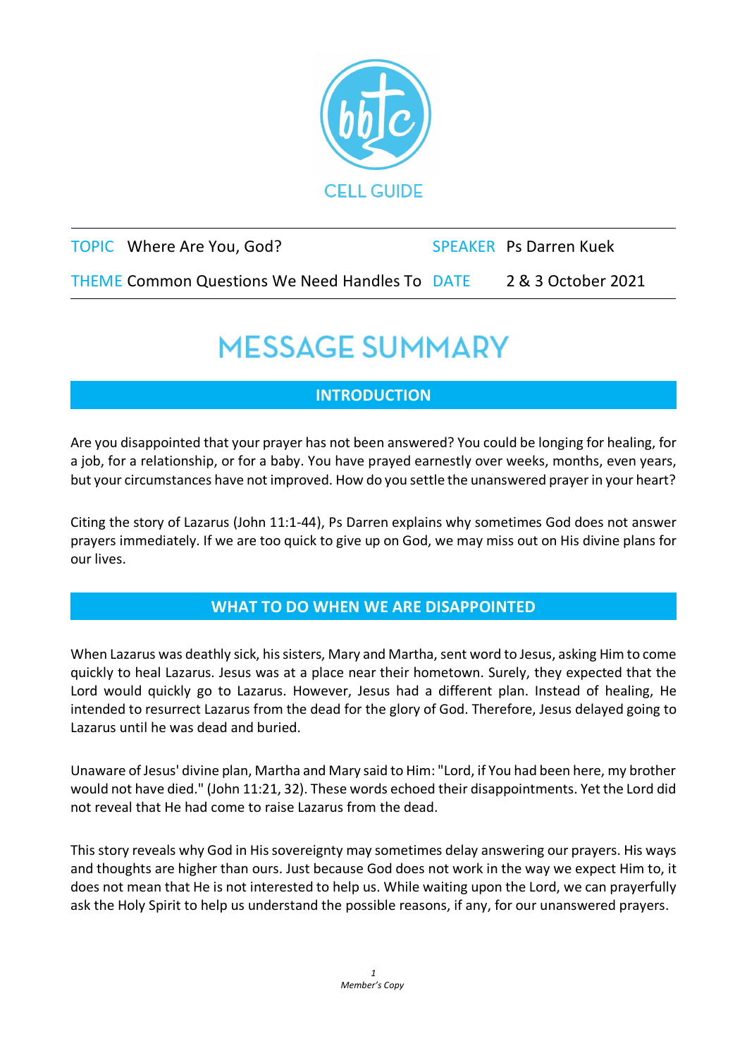CELL GUIDE

| TOPIC | Where Are You, God? | SPEAKER | Ps Darren Kuek |
| --- | --- | --- | --- |
| THEME | Common Questions We Need Handles To | DATE | 2 & 3 October 2021 |

# MESSAGE SUMMARY

## INTRODUCTION

Are you disappointed that your prayer has not been answered? You could be longing for healing, for a job, for a relationship, or for a baby. You have prayed earnestly over weeks, months, even years, but your circumstances have not improved. How do you settle the unanswered prayer in your heart?

Citing the story of Lazarus (John 11:1-44), Ps Darren explains why sometimes God does not answer prayers immediately. If we are too quick to give up on God, we may miss out on His divine plans for our lives.

## WHAT TO DO WHEN WE ARE DISAPPOINTED

When Lazarus was deathly sick, his sisters, Mary and Martha, sent word to Jesus, asking Him to come quickly to heal Lazarus. Jesus was at a place near their hometown. Surely, they expected that the Lord would quickly go to Lazarus. However, Jesus had a different plan. Instead of healing, He intended to resurrect Lazarus from the dead for the glory of God. Therefore, Jesus delayed going to Lazarus until he was dead and buried.

Unaware of Jesus' divine plan, Martha and Mary said to Him: "Lord, if You had been here, my brother would not have died." (John 11:21, 32). These words echoed their disappointments. Yet the Lord did not reveal that He had come to raise Lazarus from the dead.

This story reveals why God in His sovereignty may sometimes delay answering our prayers. His ways and thoughts are higher than ours. Just because God does not work in the way we expect Him to, it does not mean that He is not interested to help us. While waiting upon the Lord, we can prayerfully ask the Holy Spirit to help us understand the possible reasons, if any, for our unanswered prayers.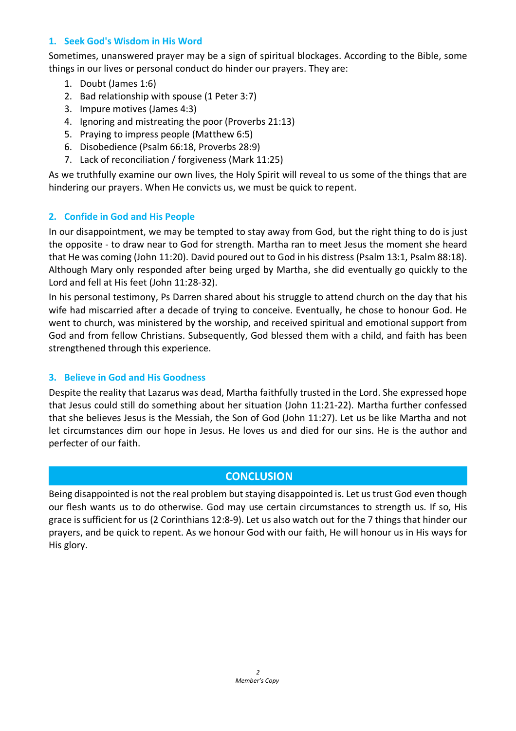### 1. Seek God's Wisdom in His Word

Sometimes, unanswered prayer may be a sign of spiritual blockages. According to the Bible, some things in our lives or personal conduct do hinder our prayers. They are:

1. Doubt (James 1:6)
2. Bad relationship with spouse (1 Peter 3:7)
3. Impure motives (James 4:3)
4. Ignoring and mistreating the poor (Proverbs 21:13)
5. Praying to impress people (Matthew 6:5)
6. Disobedience (Psalm 66:18, Proverbs 28:9)
7. Lack of reconciliation / forgiveness (Mark 11:25)

As we truthfully examine our own lives, the Holy Spirit will reveal to us some of the things that are hindering our prayers. When He convicts us, we must be quick to repent.

### 2. Confide in God and His People

In our disappointment, we may be tempted to stay away from God, but the right thing to do is just the opposite - to draw near to God for strength. Martha ran to meet Jesus the moment she heard that He was coming (John 11:20). David poured out to God in his distress (Psalm 13:1, Psalm 88:18). Although Mary only responded after being urged by Martha, she did eventually go quickly to the Lord and fell at His feet (John 11:28-32).

In his personal testimony, Ps Darren shared about his struggle to attend church on the day that his wife had miscarried after a decade of trying to conceive. Eventually, he chose to honour God. He went to church, was ministered by the worship, and received spiritual and emotional support from God and from fellow Christians. Subsequently, God blessed them with a child, and faith has been strengthened through this experience.

### 3. Believe in God and His Goodness

Despite the reality that Lazarus was dead, Martha faithfully trusted in the Lord. She expressed hope that Jesus could still do something about her situation (John 11:21-22). Martha further confessed that she believes Jesus is the Messiah, the Son of God (John 11:27). Let us be like Martha and not let circumstances dim our hope in Jesus. He loves us and died for our sins. He is the author and perfecter of our faith.

## CONCLUSION

Being disappointed is not the real problem but staying disappointed is. Let us trust God even though our flesh wants us to do otherwise. God may use certain circumstances to strength us. If so, His grace is sufficient for us (2 Corinthians 12:8-9). Let us also watch out for the 7 things that hinder our prayers, and be quick to repent. As we honour God with our faith, He will honour us in His ways for His glory.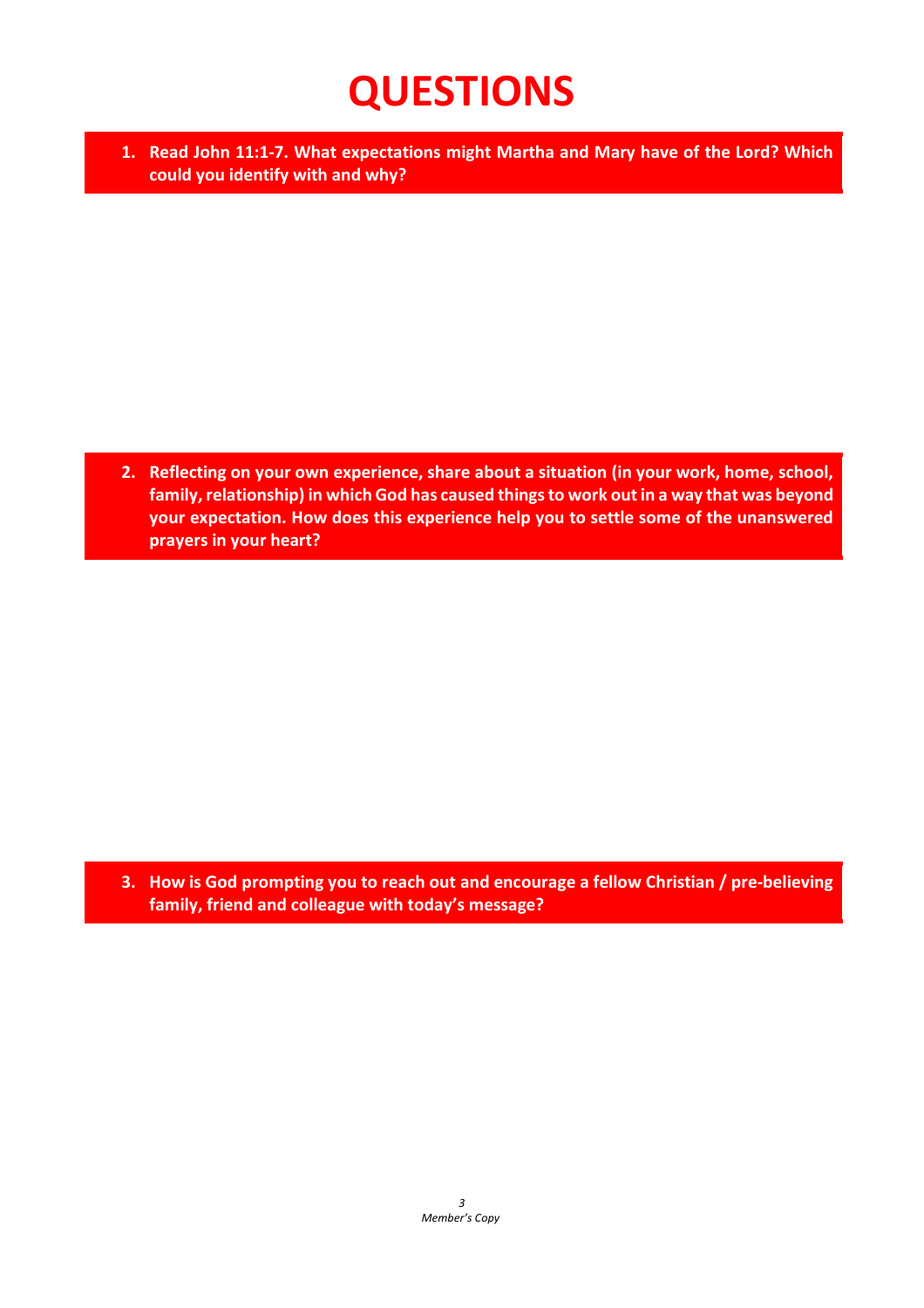# QUESTIONS

1. **Read John 11:1-7. What expectations might Martha and Mary have of the Lord? Which could you identify with and why?**

2. **Reflecting on your own experience, share about a situation (in your work, home, school, family, relationship) in which God has caused things to work out in a way that was beyond your expectation. How does this experience help you to settle some of the unanswered prayers in your heart?**

3. **How is God prompting you to reach out and encourage a fellow Christian / pre-believing family, friend and colleague with today's message?**

*Member's Copy*